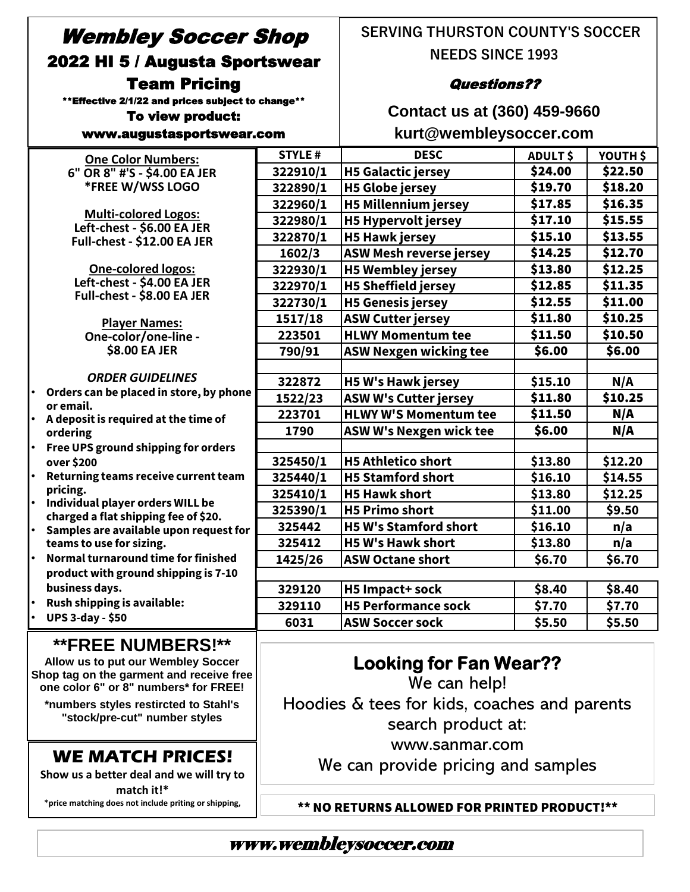# Wembley Soccer Shop

## 2022 HI 5 / Augusta Sportswear Team Pricing

**Effective 2/1/22 and prices subject to change**

To view product:

www.augustasportswear.com

SERVING THURSTON COUNTY'S SOCCER NEEDS SINCE 1993

*Questions??*

**Contact us at (360) 459-9660**

**kurt@wembleysoccer.com**

**One Color Numbers:**
6" OR 8" #'S - $4.00 EA JER
*FREE W/WSS LOGO

**Multi-colored Logos:**
Left-chest - $6.00 EA JER
Full-chest - $12.00 EA JER

**One-colored logos:**
Left-chest - $4.00 EA JER
Full-chest - $8.00 EA JER

**Player Names:**
One-color/one-line - $8.00 EA JER

*ORDER GUIDELINES*

- Orders can be placed in store, by phone or email.
- A deposit is required at the time of ordering
- Free UPS ground shipping for orders over $200
- Returning teams receive current team pricing.
- Individual player orders WILL be charged a flat shipping fee of $20.
- Samples are available upon request for teams to use for sizing.
- Normal turnaround time for finished product with ground shipping is 7-10 business days.
- Rush shipping is available:
- UPS 3-day - $50

| STYLE # | DESC | ADULT $ | YOUTH $ |
|---|---|---|---|
| 322910/1 | H5 Galactic jersey | $24.00 | $22.50 |
| 322890/1 | H5 Globe jersey | $19.70 | $18.20 |
| 322960/1 | H5 Millennium jersey | $17.85 | $16.35 |
| 322980/1 | H5 Hypervolt jersey | $17.10 | $15.55 |
| 322870/1 | H5 Hawk jersey | $15.10 | $13.55 |
| 1602/3 | ASW Mesh reverse jersey | $14.25 | $12.70 |
| 322930/1 | H5 Wembley jersey | $13.80 | $12.25 |
| 322970/1 | H5 Sheffield jersey | $12.85 | $11.35 |
| 322730/1 | H5 Genesis jersey | $12.55 | $11.00 |
| 1517/18 | ASW Cutter jersey | $11.80 | $10.25 |
| 223501 | HLWY Momentum tee | $11.50 | $10.50 |
| 790/91 | ASW Nexgen wicking tee | $6.00 | $6.00 |
| | | | |
| 322872 | H5 W's Hawk jersey | $15.10 | N/A |
| 1522/23 | ASW W's Cutter jersey | $11.80 | $10.25 |
| 223701 | HLWY W'S Momentum tee | $11.50 | N/A |
| 1790 | ASW W's Nexgen wick tee | $6.00 | N/A |
| | | | |
| 325450/1 | H5 Athletico short | $13.80 | $12.20 |
| 325440/1 | H5 Stamford short | $16.10 | $14.55 |
| 325410/1 | H5 Hawk short | $13.80 | $12.25 |
| 325390/1 | H5 Primo short | $11.00 | $9.50 |
| 325442 | H5 W's Stamford short | $16.10 | n/a |
| 325412 | H5 W's Hawk short | $13.80 | n/a |
| 1425/26 | ASW Octane short | $6.70 | $6.70 |
| | | | |
| 329120 | H5 Impact+ sock | $8.40 | $8.40 |
| 329110 | H5 Performance sock | $7.70 | $7.70 |
| 6031 | ASW Soccer sock | $5.50 | $5.50 |

## **FREE NUMBERS!**

**Allow us to put our Wembley Soccer Shop tag on the garment and receive free one color 6" or 8" numbers* for FREE!**

***numbers styles restircted to Stahl's "stock/pre-cut" number styles**

## WE MATCH PRICES!

**Show us a better deal and we will try to match it!***

***price matching does not include priting or shipping,**

## Looking for Fan Wear??

We can help!
Hoodies & tees for kids, coaches and parents
search product at:
www.sanmar.com
We can provide pricing and samples

**** NO RETURNS ALLOWED FOR PRINTED PRODUCT!****

***www.wembleysoccer.com***